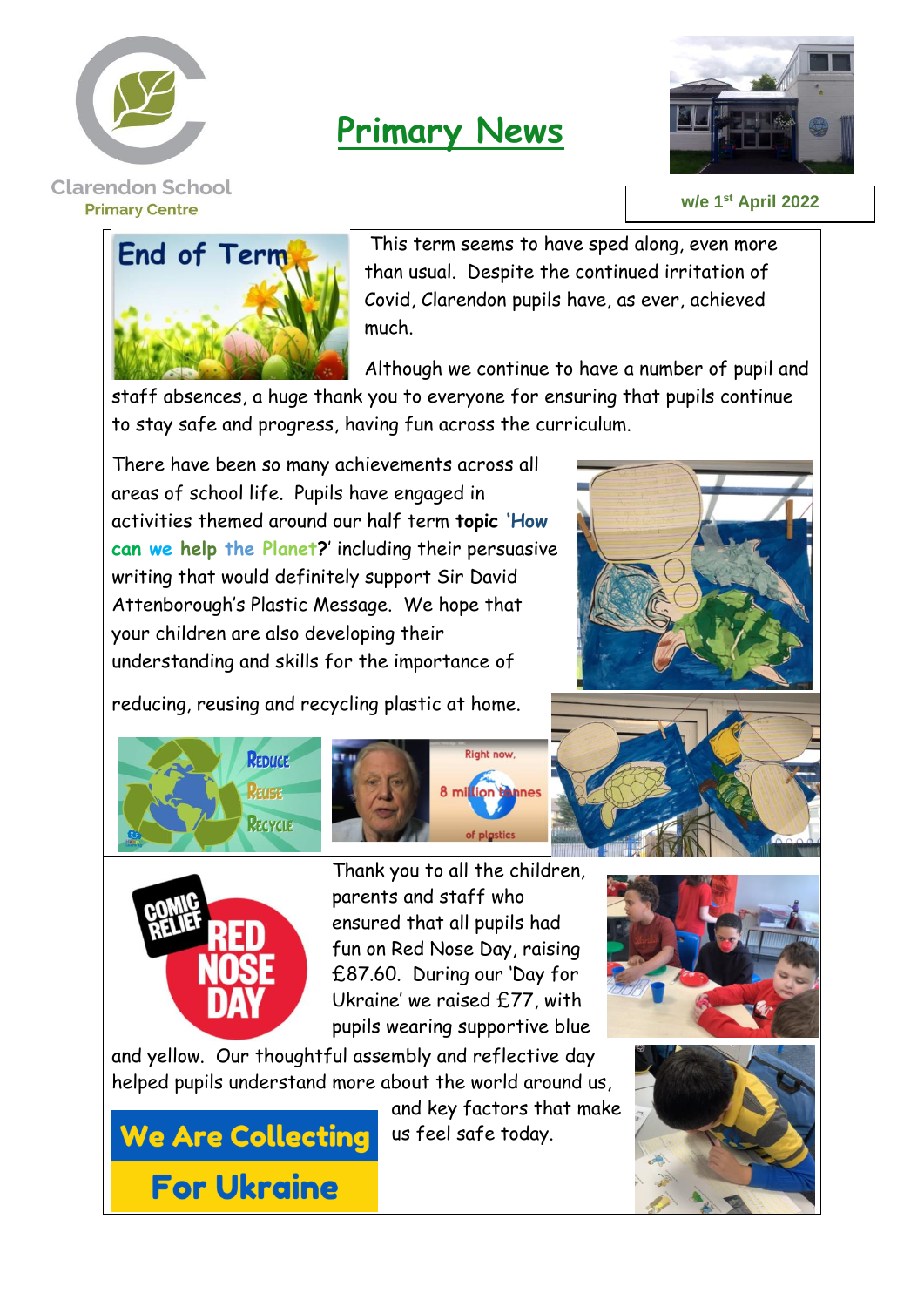Clarendon School

Primary Centre

# Primary News

w/e 1st April 2022

## End of Term

This term seems to have sped along, even more than usual. Despite the continued irritation of Covid, Clarendon pupils have, as ever, achieved much.

Although we continue to have a number of pupil and staff absences, a huge thank you to everyone for ensuring that pupils continue to stay safe and progress, having fun across the curriculum.

There have been so many achievements across all areas of school life. Pupils have engaged in activities themed around our half term **topic** 'How can we help the Planet?' including their persuasive writing that would definitely support Sir David Attenborough's Plastic Message. We hope that your children are also developing their understanding and skills for the importance of reducing, reusing and recycling plastic at home.

Reduce Reuse Recycle

Right now, 8 million tonnes of plastics

## Comic Relief Red Nose Day

Thank you to all the children, parents and staff who ensured that all pupils had fun on Red Nose Day, raising £87.60. During our 'Day for Ukraine' we raised £77, with pupils wearing supportive blue and yellow. Our thoughtful assembly and reflective day helped pupils understand more about the world around us, and key factors that make us feel safe today.

**We Are Collecting For Ukraine**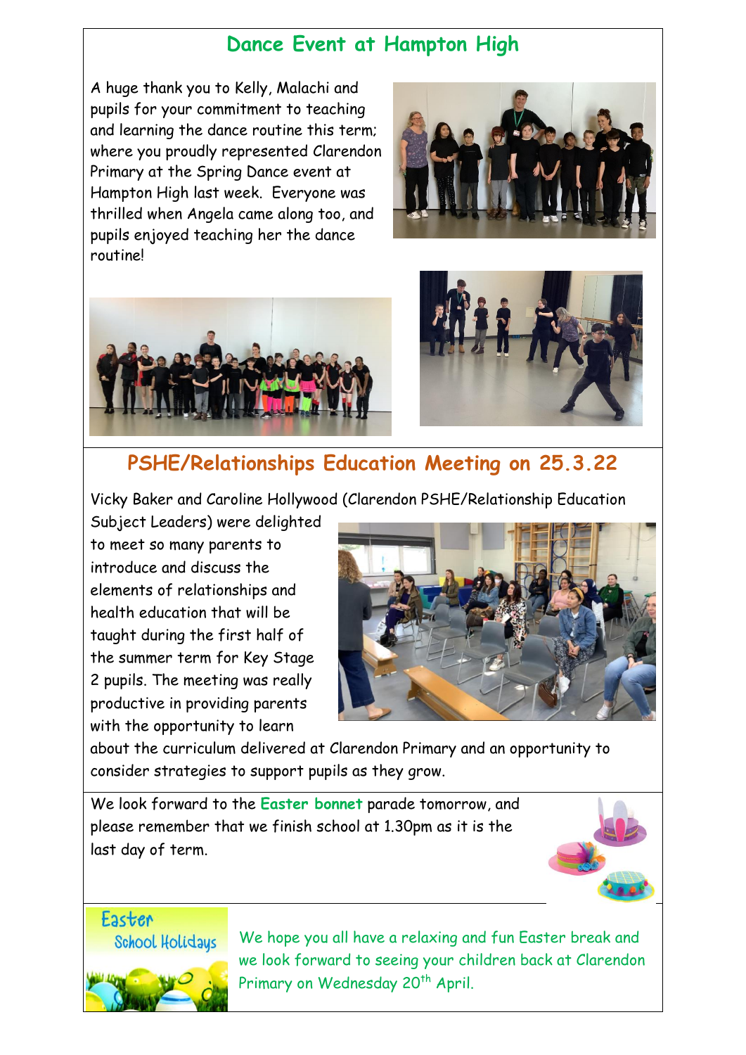## Dance Event at Hampton High

A huge thank you to Kelly, Malachi and pupils for your commitment to teaching and learning the dance routine this term; where you proudly represented Clarendon Primary at the Spring Dance event at Hampton High last week. Everyone was thrilled when Angela came along too, and pupils enjoyed teaching her the dance routine!

## PSHE/Relationships Education Meeting on 25.3.22

Vicky Baker and Caroline Hollywood (Clarendon PSHE/Relationship Education Subject Leaders) were delighted to meet so many parents to introduce and discuss the elements of relationships and health education that will be taught during the first half of the summer term for Key Stage 2 pupils. The meeting was really productive in providing parents with the opportunity to learn about the curriculum delivered at Clarendon Primary and an opportunity to consider strategies to support pupils as they grow.

We look forward to the **Easter bonnet** parade tomorrow, and please remember that we finish school at 1.30pm as it is the last day of term.

Easter School Holidays

We hope you all have a relaxing and fun Easter break and we look forward to seeing your children back at Clarendon Primary on Wednesday 20th April.